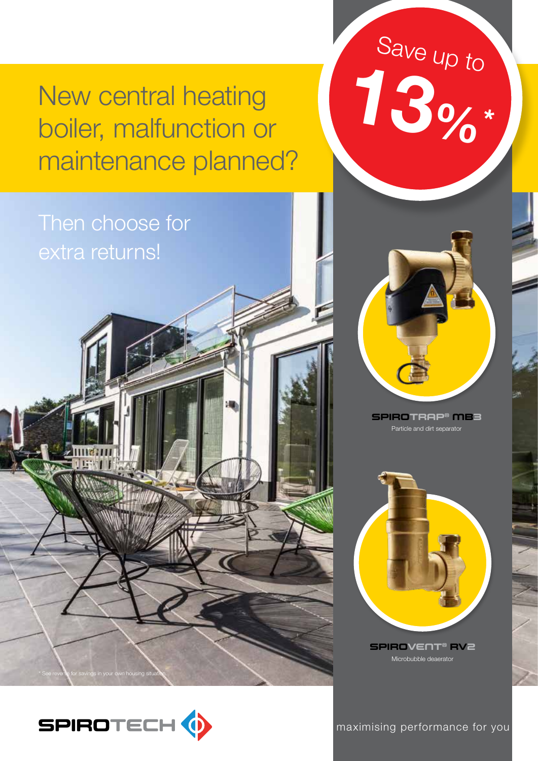# New central heating boiler, malfunction or maintenance planned?

Save up to **13%***

## Then choose for extra returns!

**SPIROTRAP® MB3**
Particle and dirt separator

**SPIROVENT® RV2**
Microbubble deaerator

* See reverse for savings in your own housing situation.

SPIROTECH

maximising performance for you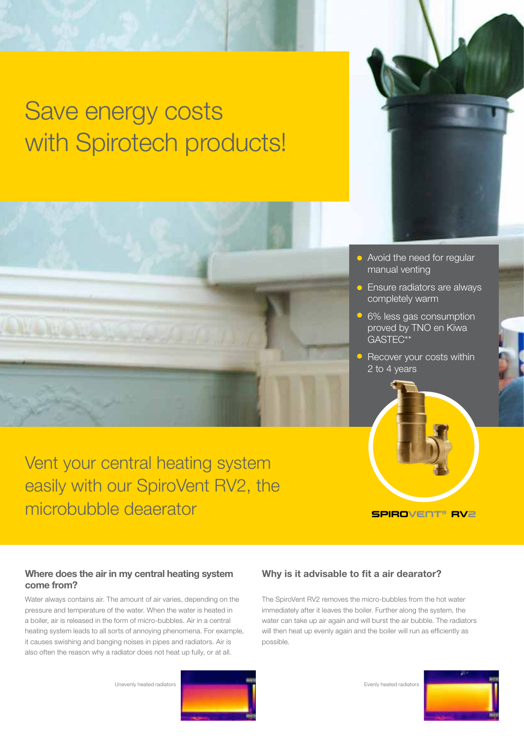# Save energy costs with Spirotech products!

- Avoid the need for regular manual venting
- Ensure radiators are always completely warm
- 6% less gas consumption proved by TNO en Kiwa GASTEC**
- Recover your costs within 2 to 4 years

## Vent your central heating system easily with our SpiroVent RV2, the microbubble deaerator

SPIROVENT® RV2

### Where does the air in my central heating system come from?

Water always contains air. The amount of air varies, depending on the pressure and temperature of the water. When the water is heated in a boiler, air is released in the form of micro-bubbles. Air in a central heating system leads to all sorts of annoying phenomena. For example, it causes swishing and banging noises in pipes and radiators. Air is also often the reason why a radiator does not heat up fully, or at all.

Unevenly heated radiators

### Why is it advisable to fit a air dearator?

The SpiroVent RV2 removes the micro-bubbles from the hot water immediately after it leaves the boiler. Further along the system, the water can take up air again and will burst the air bubble. The radiators will then heat up evenly again and the boiler will run as efficiently as possible.

Evenly heated radiators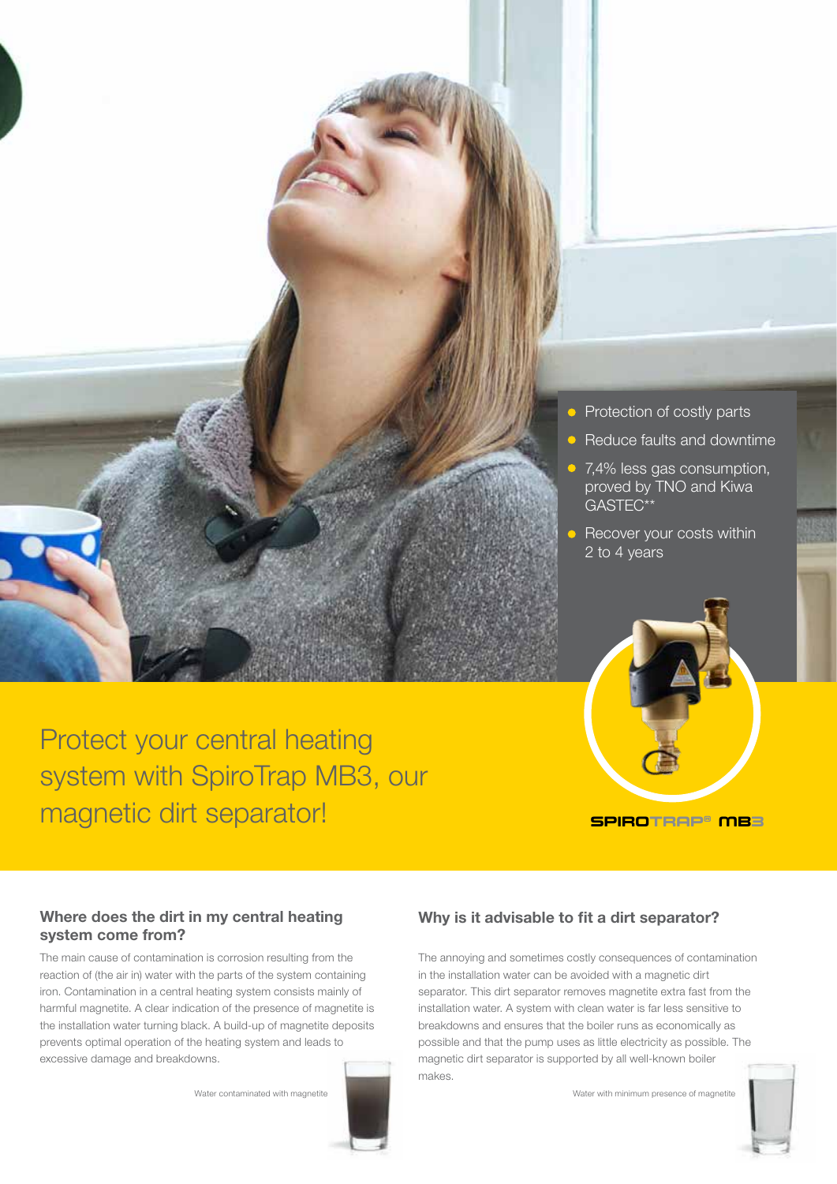- Protection of costly parts
- Reduce faults and downtime
- 7,4% less gas consumption, proved by TNO and Kiwa GASTEC**
- Recover your costs within 2 to 4 years

# Protect your central heating system with SpiroTrap MB3, our magnetic dirt separator!

SPIROTRAP® MB3

## Where does the dirt in my central heating system come from?

The main cause of contamination is corrosion resulting from the reaction of (the air in) water with the parts of the system containing iron. Contamination in a central heating system consists mainly of harmful magnetite. A clear indication of the presence of magnetite is the installation water turning black. A build-up of magnetite deposits prevents optimal operation of the heating system and leads to excessive damage and breakdowns.

Water contaminated with magnetite

## Why is it advisable to fit a dirt separator?

The annoying and sometimes costly consequences of contamination in the installation water can be avoided with a magnetic dirt separator. This dirt separator removes magnetite extra fast from the installation water. A system with clean water is far less sensitive to breakdowns and ensures that the boiler runs as economically as possible and that the pump uses as little electricity as possible. The magnetic dirt separator is supported by all well-known boiler makes.

Water with minimum presence of magnetite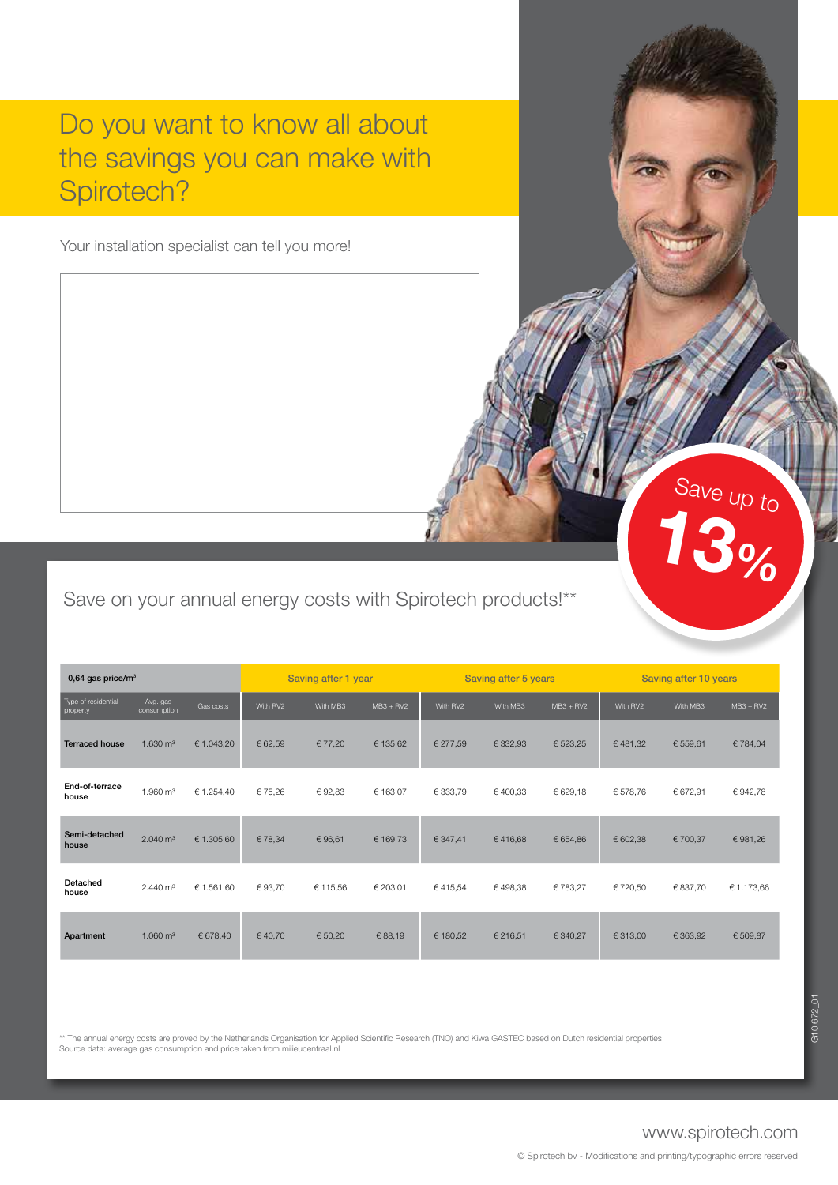# Do you want to know all about the savings you can make with Spirotech?

Your installation specialist can tell you more!

Save up to **13%**

## Save on your annual energy costs with Spirotech products!**

| 0,64 gas price/m³ | | | Saving after 1 year | | | Saving after 5 years | | | Saving after 10 years | | |
|---|---|---|---|---|---|---|---|---|---|---|---|
| Type of residential property | Avg. gas consumption | Gas costs | With RV2 | With MB3 | MB3 + RV2 | With RV2 | With MB3 | MB3 + RV2 | With RV2 | With MB3 | MB3 + RV2 |
| **Terraced house** | 1.630 m³ | € 1.043,20 | € 62,59 | € 77,20 | € 135,62 | € 277,59 | € 332,93 | € 523,25 | € 481,32 | € 559,61 | € 784,04 |
| **End-of-terrace house** | 1.960 m³ | € 1.254,40 | € 75,26 | € 92,83 | € 163,07 | € 333,79 | € 400,33 | € 629,18 | € 578,76 | € 672,91 | € 942,78 |
| **Semi-detached house** | 2.040 m³ | € 1.305,60 | € 78,34 | € 96,61 | € 169,73 | € 347,41 | € 416,68 | € 654,86 | € 602,38 | € 700,37 | € 981,26 |
| **Detached house** | 2.440 m³ | € 1.561,60 | € 93,70 | € 115,56 | € 203,01 | € 415,54 | € 498,38 | € 783,27 | € 720,50 | € 837,70 | € 1.173,66 |
| **Apartment** | 1.060 m³ | € 678,40 | € 40,70 | € 50,20 | € 88,19 | € 180,52 | € 216,51 | € 340,27 | € 313,00 | € 363,92 | € 509,87 |

** The annual energy costs are proved by the Netherlands Organisation for Applied Scientific Research (TNO) and Kiwa GASTEC based on Dutch residential properties
Source data: average gas consumption and price taken from milieucentraal.nl

G10.672_01

www.spirotech.com

© Spirotech bv - Modifications and printing/typographic errors reserved